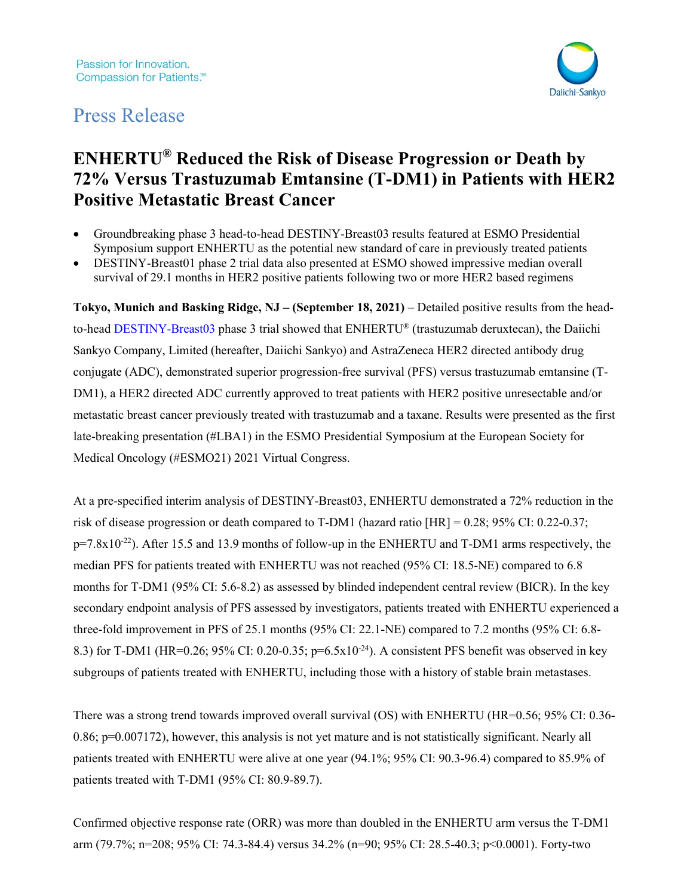Passion for Innovation.
Compassion for Patients.™

Daiichi-Sankyo

# Press Release

# ENHERTU® Reduced the Risk of Disease Progression or Death by 72% Versus Trastuzumab Emtansine (T-DM1) in Patients with HER2 Positive Metastatic Breast Cancer

- Groundbreaking phase 3 head-to-head DESTINY-Breast03 results featured at ESMO Presidential Symposium support ENHERTU as the potential new standard of care in previously treated patients
- DESTINY-Breast01 phase 2 trial data also presented at ESMO showed impressive median overall survival of 29.1 months in HER2 positive patients following two or more HER2 based regimens

**Tokyo, Munich and Basking Ridge, NJ – (September 18, 2021)** – Detailed positive results from the head-to-head DESTINY-Breast03 phase 3 trial showed that ENHERTU® (trastuzumab deruxtecan), the Daiichi Sankyo Company, Limited (hereafter, Daiichi Sankyo) and AstraZeneca HER2 directed antibody drug conjugate (ADC), demonstrated superior progression-free survival (PFS) versus trastuzumab emtansine (T-DM1), a HER2 directed ADC currently approved to treat patients with HER2 positive unresectable and/or metastatic breast cancer previously treated with trastuzumab and a taxane. Results were presented as the first late-breaking presentation (#LBA1) in the ESMO Presidential Symposium at the European Society for Medical Oncology (#ESMO21) 2021 Virtual Congress.

At a pre-specified interim analysis of DESTINY-Breast03, ENHERTU demonstrated a 72% reduction in the risk of disease progression or death compared to T-DM1 (hazard ratio [HR] = 0.28; 95% CI: 0.22-0.37; $p=7.8\times10^{-22}$). After 15.5 and 13.9 months of follow-up in the ENHERTU and T-DM1 arms respectively, the median PFS for patients treated with ENHERTU was not reached (95% CI: 18.5-NE) compared to 6.8 months for T-DM1 (95% CI: 5.6-8.2) as assessed by blinded independent central review (BICR). In the key secondary endpoint analysis of PFS assessed by investigators, patients treated with ENHERTU experienced a three-fold improvement in PFS of 25.1 months (95% CI: 22.1-NE) compared to 7.2 months (95% CI: 6.8-8.3) for T-DM1 (HR=0.26; 95% CI: 0.20-0.35; $p=6.5\times10^{-24}$). A consistent PFS benefit was observed in key subgroups of patients treated with ENHERTU, including those with a history of stable brain metastases.

There was a strong trend towards improved overall survival (OS) with ENHERTU (HR=0.56; 95% CI: 0.36-0.86; p=0.007172), however, this analysis is not yet mature and is not statistically significant. Nearly all patients treated with ENHERTU were alive at one year (94.1%; 95% CI: 90.3-96.4) compared to 85.9% of patients treated with T-DM1 (95% CI: 80.9-89.7).

Confirmed objective response rate (ORR) was more than doubled in the ENHERTU arm versus the T-DM1 arm (79.7%; n=208; 95% CI: 74.3-84.4) versus 34.2% (n=90; 95% CI: 28.5-40.3; p<0.0001). Forty-two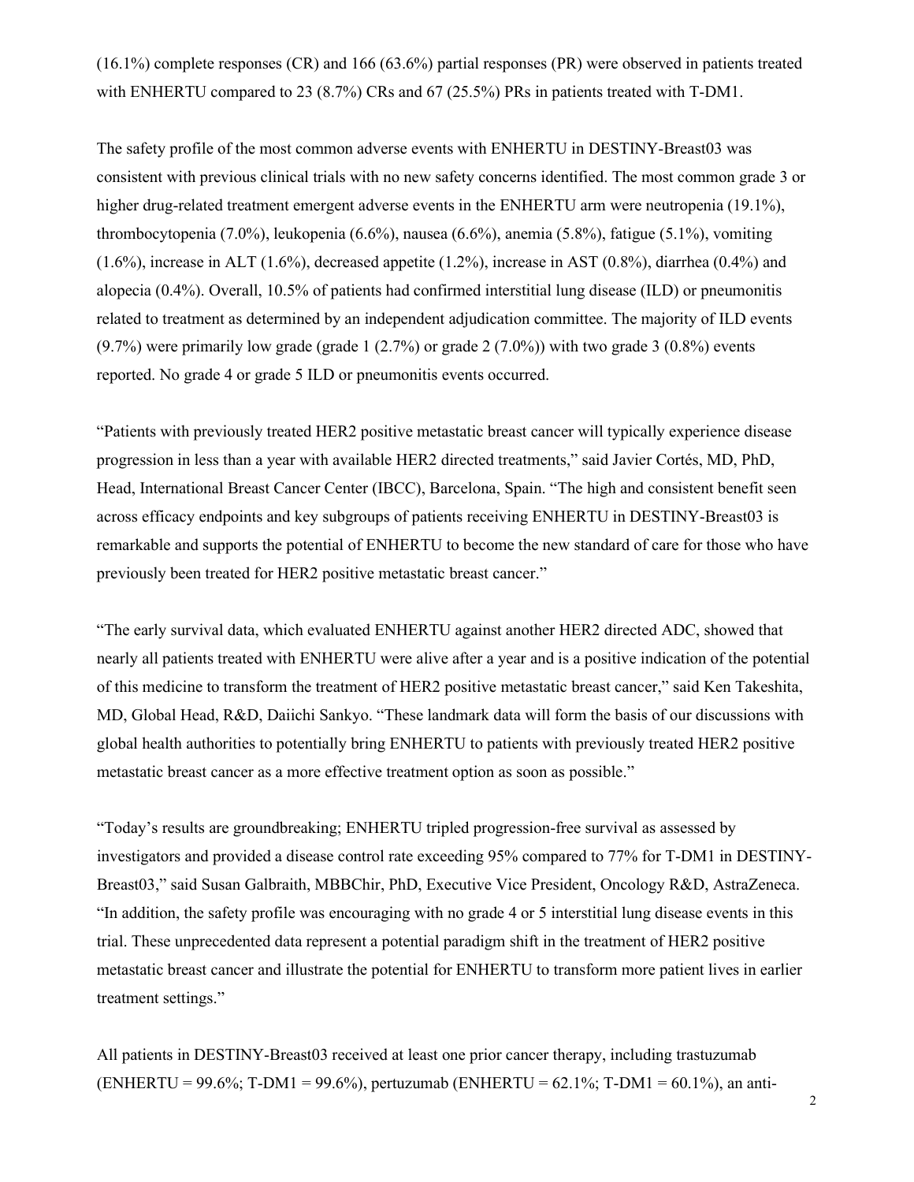(16.1%) complete responses (CR) and 166 (63.6%) partial responses (PR) were observed in patients treated with ENHERTU compared to 23 (8.7%) CRs and 67 (25.5%) PRs in patients treated with T-DM1.

The safety profile of the most common adverse events with ENHERTU in DESTINY-Breast03 was consistent with previous clinical trials with no new safety concerns identified. The most common grade 3 or higher drug-related treatment emergent adverse events in the ENHERTU arm were neutropenia (19.1%), thrombocytopenia (7.0%), leukopenia (6.6%), nausea (6.6%), anemia (5.8%), fatigue (5.1%), vomiting (1.6%), increase in ALT (1.6%), decreased appetite (1.2%), increase in AST (0.8%), diarrhea (0.4%) and alopecia (0.4%). Overall, 10.5% of patients had confirmed interstitial lung disease (ILD) or pneumonitis related to treatment as determined by an independent adjudication committee. The majority of ILD events (9.7%) were primarily low grade (grade 1 (2.7%) or grade 2 (7.0%)) with two grade 3 (0.8%) events reported. No grade 4 or grade 5 ILD or pneumonitis events occurred.

"Patients with previously treated HER2 positive metastatic breast cancer will typically experience disease progression in less than a year with available HER2 directed treatments," said Javier Cortés, MD, PhD, Head, International Breast Cancer Center (IBCC), Barcelona, Spain. "The high and consistent benefit seen across efficacy endpoints and key subgroups of patients receiving ENHERTU in DESTINY-Breast03 is remarkable and supports the potential of ENHERTU to become the new standard of care for those who have previously been treated for HER2 positive metastatic breast cancer."

"The early survival data, which evaluated ENHERTU against another HER2 directed ADC, showed that nearly all patients treated with ENHERTU were alive after a year and is a positive indication of the potential of this medicine to transform the treatment of HER2 positive metastatic breast cancer," said Ken Takeshita, MD, Global Head, R&D, Daiichi Sankyo. "These landmark data will form the basis of our discussions with global health authorities to potentially bring ENHERTU to patients with previously treated HER2 positive metastatic breast cancer as a more effective treatment option as soon as possible."

"Today's results are groundbreaking; ENHERTU tripled progression-free survival as assessed by investigators and provided a disease control rate exceeding 95% compared to 77% for T-DM1 in DESTINY-Breast03," said Susan Galbraith, MBBChir, PhD, Executive Vice President, Oncology R&D, AstraZeneca. "In addition, the safety profile was encouraging with no grade 4 or 5 interstitial lung disease events in this trial. These unprecedented data represent a potential paradigm shift in the treatment of HER2 positive metastatic breast cancer and illustrate the potential for ENHERTU to transform more patient lives in earlier treatment settings."

All patients in DESTINY-Breast03 received at least one prior cancer therapy, including trastuzumab (ENHERTU = 99.6%; T-DM1 = 99.6%), pertuzumab (ENHERTU = 62.1%; T-DM1 = 60.1%), an anti-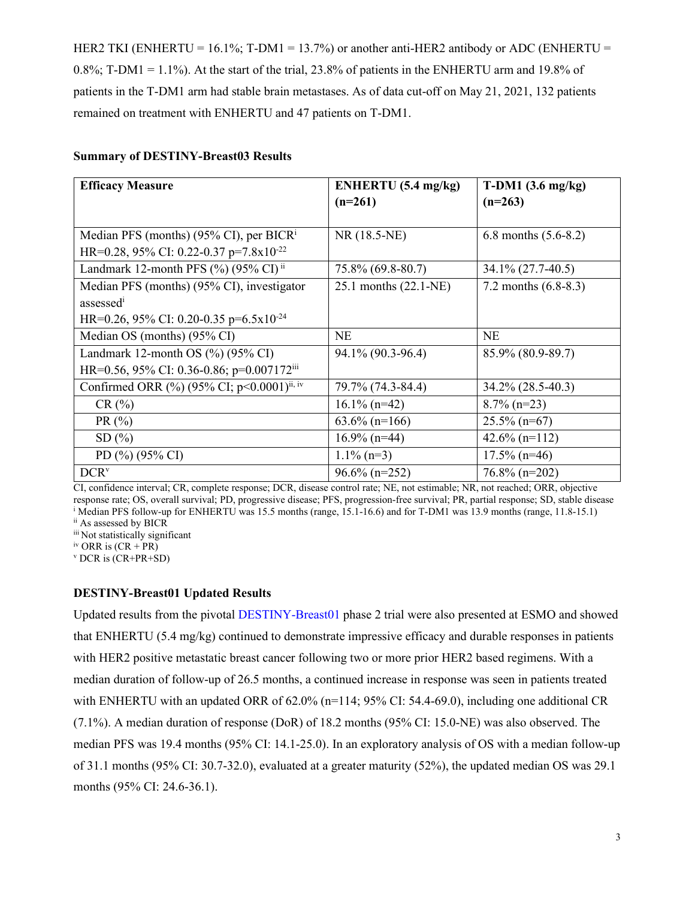HER2 TKI (ENHERTU = 16.1%; T-DM1 = 13.7%) or another anti-HER2 antibody or ADC (ENHERTU = 0.8%; T-DM1 = 1.1%). At the start of the trial, 23.8% of patients in the ENHERTU arm and 19.8% of patients in the T-DM1 arm had stable brain metastases. As of data cut-off on May 21, 2021, 132 patients remained on treatment with ENHERTU and 47 patients on T-DM1.

**Summary of DESTINY-Breast03 Results**

| **Efficacy Measure** | **ENHERTU (5.4 mg/kg) (n=261)** | **T-DM1 (3.6 mg/kg) (n=263)** |
|---|---|---|
| Median PFS (months) (95% CI), per BICR[i] HR=0.28, 95% CI: 0.22-0.37 $p=7.8 \times 10^{-22}$ | NR (18.5-NE) | 6.8 months (5.6-8.2) |
| Landmark 12-month PFS (%) (95% CI)[ii] | 75.8% (69.8-80.7) | 34.1% (27.7-40.5) |
| Median PFS (months) (95% CI), investigator assessed[i] HR=0.26, 95% CI: 0.20-0.35 $p=6.5 \times 10^{-24}$ | 25.1 months (22.1-NE) | 7.2 months (6.8-8.3) |
| Median OS (months) (95% CI) | NE | NE |
| Landmark 12-month OS (%) (95% CI) HR=0.56, 95% CI: 0.36-0.86; p=0.007172[iii] | 94.1% (90.3-96.4) | 85.9% (80.9-89.7) |
| Confirmed ORR (%) (95% CI; p<0.0001)[ii, iv] | 79.7% (74.3-84.4) | 34.2% (28.5-40.3) |
| CR (%) | 16.1% (n=42) | 8.7% (n=23) |
| PR (%) | 63.6% (n=166) | 25.5% (n=67) |
| SD (%) | 16.9% (n=44) | 42.6% (n=112) |
| PD (%) (95% CI) | 1.1% (n=3) | 17.5% (n=46) |
| DCR[v] | 96.6% (n=252) | 76.8% (n=202) |

CI, confidence interval; CR, complete response; DCR, disease control rate; NE, not estimable; NR, not reached; ORR, objective response rate; OS, overall survival; PD, progressive disease; PFS, progression-free survival; PR, partial response; SD, stable disease
[i] Median PFS follow-up for ENHERTU was 15.5 months (range, 15.1-16.6) and for T-DM1 was 13.9 months (range, 11.8-15.1)
[ii] As assessed by BICR
[iii] Not statistically significant
[iv] ORR is (CR + PR)
[v] DCR is (CR+PR+SD)

**DESTINY-Breast01 Updated Results**

Updated results from the pivotal DESTINY-Breast01 phase 2 trial were also presented at ESMO and showed that ENHERTU (5.4 mg/kg) continued to demonstrate impressive efficacy and durable responses in patients with HER2 positive metastatic breast cancer following two or more prior HER2 based regimens. With a median duration of follow-up of 26.5 months, a continued increase in response was seen in patients treated with ENHERTU with an updated ORR of 62.0% (n=114; 95% CI: 54.4-69.0), including one additional CR (7.1%). A median duration of response (DoR) of 18.2 months (95% CI: 15.0-NE) was also observed. The median PFS was 19.4 months (95% CI: 14.1-25.0). In an exploratory analysis of OS with a median follow-up of 31.1 months (95% CI: 30.7-32.0), evaluated at a greater maturity (52%), the updated median OS was 29.1 months (95% CI: 24.6-36.1).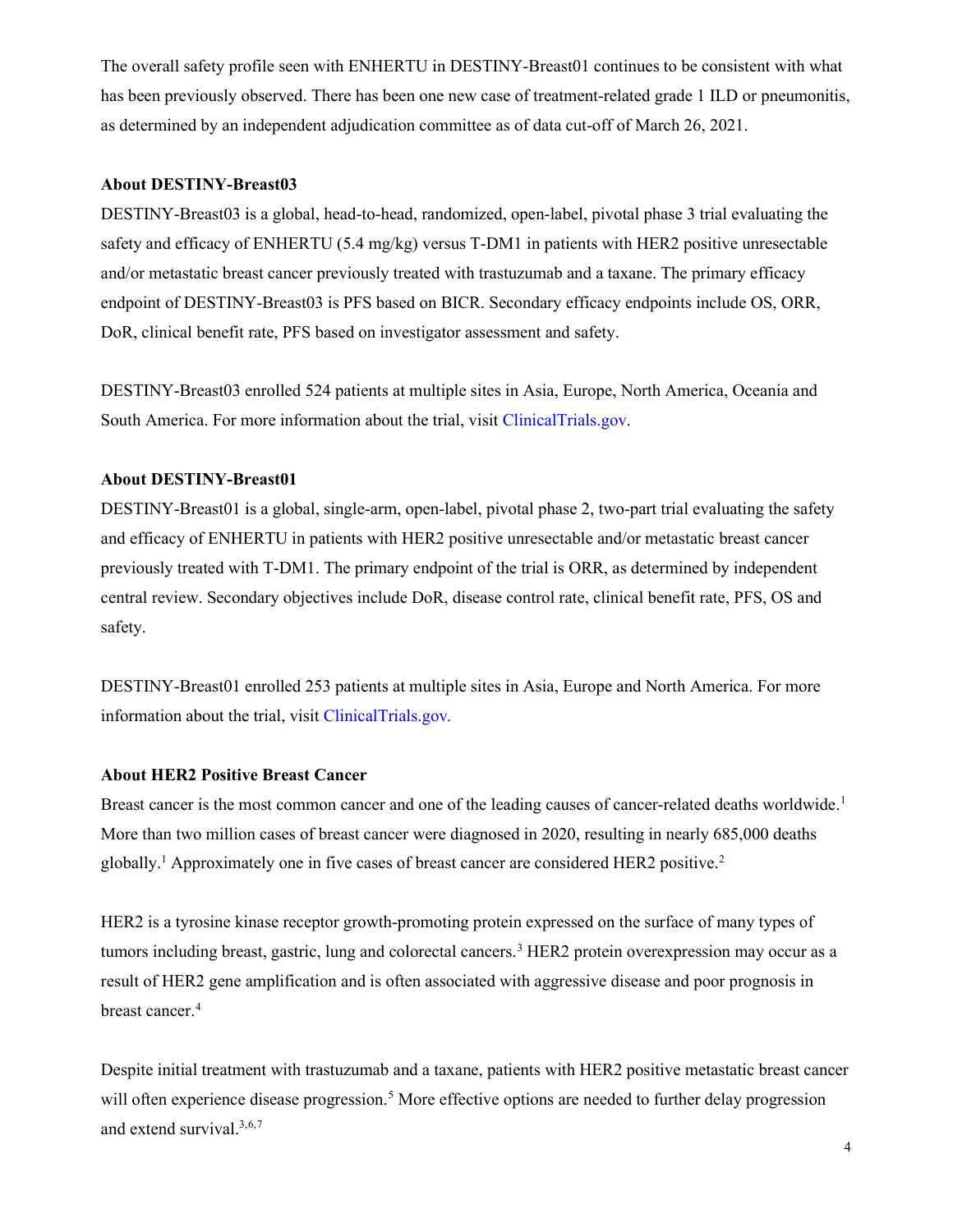The overall safety profile seen with ENHERTU in DESTINY-Breast01 continues to be consistent with what has been previously observed. There has been one new case of treatment-related grade 1 ILD or pneumonitis, as determined by an independent adjudication committee as of data cut-off of March 26, 2021.

**About DESTINY-Breast03**

DESTINY-Breast03 is a global, head-to-head, randomized, open-label, pivotal phase 3 trial evaluating the safety and efficacy of ENHERTU (5.4 mg/kg) versus T-DM1 in patients with HER2 positive unresectable and/or metastatic breast cancer previously treated with trastuzumab and a taxane. The primary efficacy endpoint of DESTINY-Breast03 is PFS based on BICR. Secondary efficacy endpoints include OS, ORR, DoR, clinical benefit rate, PFS based on investigator assessment and safety.

DESTINY-Breast03 enrolled 524 patients at multiple sites in Asia, Europe, North America, Oceania and South America. For more information about the trial, visit ClinicalTrials.gov.

**About DESTINY-Breast01**

DESTINY-Breast01 is a global, single-arm, open-label, pivotal phase 2, two-part trial evaluating the safety and efficacy of ENHERTU in patients with HER2 positive unresectable and/or metastatic breast cancer previously treated with T-DM1. The primary endpoint of the trial is ORR, as determined by independent central review. Secondary objectives include DoR, disease control rate, clinical benefit rate, PFS, OS and safety.

DESTINY-Breast01 enrolled 253 patients at multiple sites in Asia, Europe and North America. For more information about the trial, visit ClinicalTrials.gov.

**About HER2 Positive Breast Cancer**

Breast cancer is the most common cancer and one of the leading causes of cancer-related deaths worldwide.[1] More than two million cases of breast cancer were diagnosed in 2020, resulting in nearly 685,000 deaths globally.[1] Approximately one in five cases of breast cancer are considered HER2 positive.[2]

HER2 is a tyrosine kinase receptor growth-promoting protein expressed on the surface of many types of tumors including breast, gastric, lung and colorectal cancers.[3] HER2 protein overexpression may occur as a result of HER2 gene amplification and is often associated with aggressive disease and poor prognosis in breast cancer.[4]

Despite initial treatment with trastuzumab and a taxane, patients with HER2 positive metastatic breast cancer will often experience disease progression.[5] More effective options are needed to further delay progression and extend survival.[3,6,7]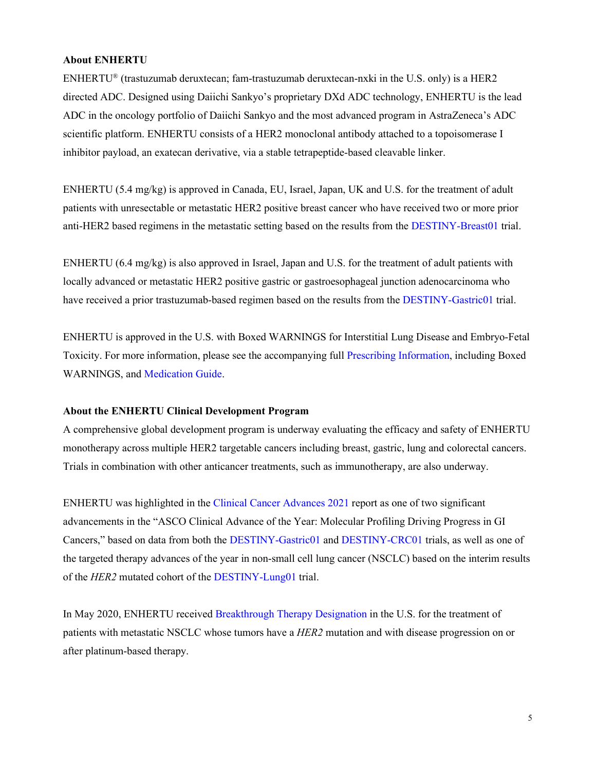**About ENHERTU**

ENHERTU® (trastuzumab deruxtecan; fam-trastuzumab deruxtecan-nxki in the U.S. only) is a HER2 directed ADC. Designed using Daiichi Sankyo's proprietary DXd ADC technology, ENHERTU is the lead ADC in the oncology portfolio of Daiichi Sankyo and the most advanced program in AstraZeneca's ADC scientific platform. ENHERTU consists of a HER2 monoclonal antibody attached to a topoisomerase I inhibitor payload, an exatecan derivative, via a stable tetrapeptide-based cleavable linker.

ENHERTU (5.4 mg/kg) is approved in Canada, EU, Israel, Japan, UK and U.S. for the treatment of adult patients with unresectable or metastatic HER2 positive breast cancer who have received two or more prior anti-HER2 based regimens in the metastatic setting based on the results from the DESTINY-Breast01 trial.

ENHERTU (6.4 mg/kg) is also approved in Israel, Japan and U.S. for the treatment of adult patients with locally advanced or metastatic HER2 positive gastric or gastroesophageal junction adenocarcinoma who have received a prior trastuzumab-based regimen based on the results from the DESTINY-Gastric01 trial.

ENHERTU is approved in the U.S. with Boxed WARNINGS for Interstitial Lung Disease and Embryo-Fetal Toxicity. For more information, please see the accompanying full Prescribing Information, including Boxed WARNINGS, and Medication Guide.

**About the ENHERTU Clinical Development Program**

A comprehensive global development program is underway evaluating the efficacy and safety of ENHERTU monotherapy across multiple HER2 targetable cancers including breast, gastric, lung and colorectal cancers. Trials in combination with other anticancer treatments, such as immunotherapy, are also underway.

ENHERTU was highlighted in the Clinical Cancer Advances 2021 report as one of two significant advancements in the "ASCO Clinical Advance of the Year: Molecular Profiling Driving Progress in GI Cancers," based on data from both the DESTINY-Gastric01 and DESTINY-CRC01 trials, as well as one of the targeted therapy advances of the year in non-small cell lung cancer (NSCLC) based on the interim results of the *HER2* mutated cohort of the DESTINY-Lung01 trial.

In May 2020, ENHERTU received Breakthrough Therapy Designation in the U.S. for the treatment of patients with metastatic NSCLC whose tumors have a *HER2* mutation and with disease progression on or after platinum-based therapy.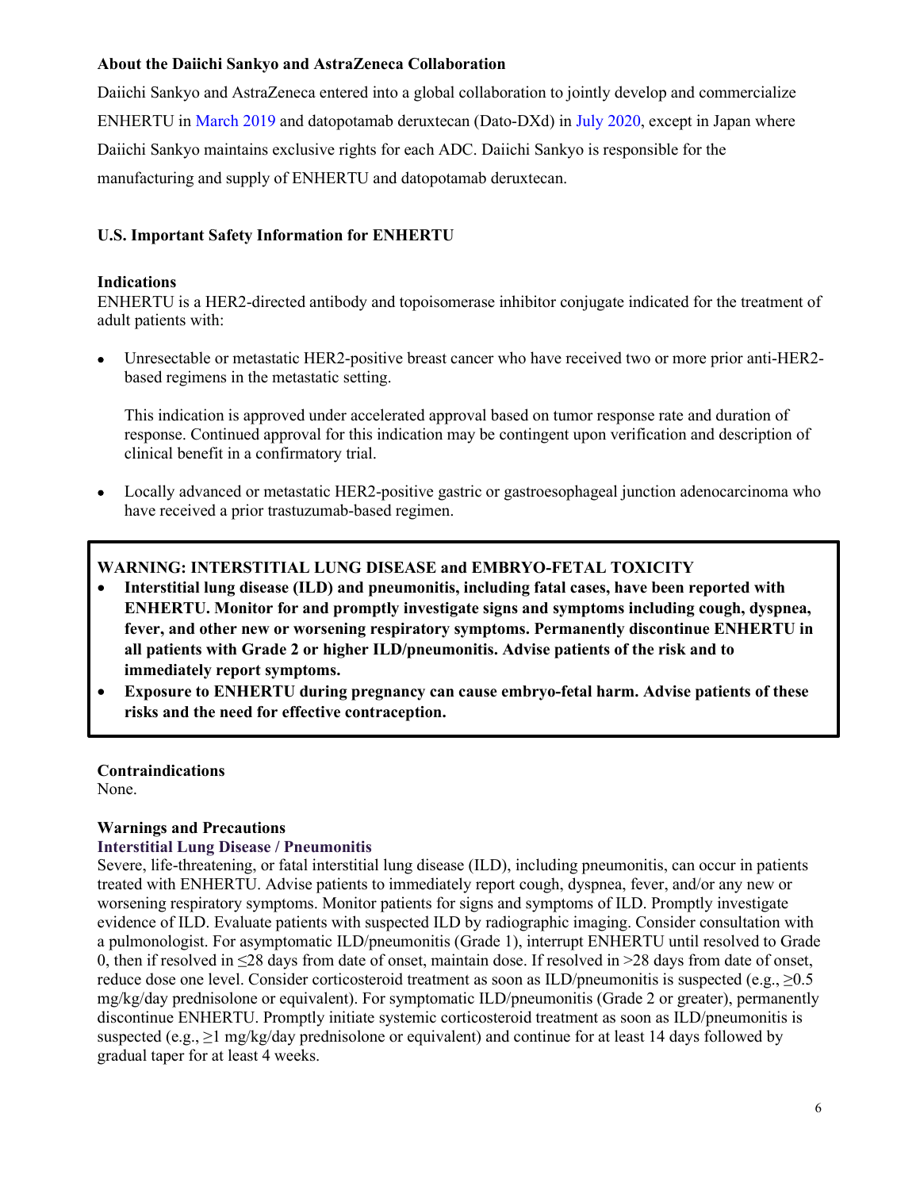**About the Daiichi Sankyo and AstraZeneca Collaboration**

Daiichi Sankyo and AstraZeneca entered into a global collaboration to jointly develop and commercialize ENHERTU in March 2019 and datopotamab deruxtecan (Dato-DXd) in July 2020, except in Japan where Daiichi Sankyo maintains exclusive rights for each ADC. Daiichi Sankyo is responsible for the manufacturing and supply of ENHERTU and datopotamab deruxtecan.

**U.S. Important Safety Information for ENHERTU**

**Indications**

ENHERTU is a HER2-directed antibody and topoisomerase inhibitor conjugate indicated for the treatment of adult patients with:

- Unresectable or metastatic HER2-positive breast cancer who have received two or more prior anti-HER2-based regimens in the metastatic setting.

  This indication is approved under accelerated approval based on tumor response rate and duration of response. Continued approval for this indication may be contingent upon verification and description of clinical benefit in a confirmatory trial.

- Locally advanced or metastatic HER2-positive gastric or gastroesophageal junction adenocarcinoma who have received a prior trastuzumab-based regimen.

**WARNING: INTERSTITIAL LUNG DISEASE and EMBRYO-FETAL TOXICITY**

- **Interstitial lung disease (ILD) and pneumonitis, including fatal cases, have been reported with ENHERTU. Monitor for and promptly investigate signs and symptoms including cough, dyspnea, fever, and other new or worsening respiratory symptoms. Permanently discontinue ENHERTU in all patients with Grade 2 or higher ILD/pneumonitis. Advise patients of the risk and to immediately report symptoms.**
- **Exposure to ENHERTU during pregnancy can cause embryo-fetal harm. Advise patients of these risks and the need for effective contraception.**

**Contraindications**

None.

**Warnings and Precautions**

**Interstitial Lung Disease / Pneumonitis**

Severe, life-threatening, or fatal interstitial lung disease (ILD), including pneumonitis, can occur in patients treated with ENHERTU. Advise patients to immediately report cough, dyspnea, fever, and/or any new or worsening respiratory symptoms. Monitor patients for signs and symptoms of ILD. Promptly investigate evidence of ILD. Evaluate patients with suspected ILD by radiographic imaging. Consider consultation with a pulmonologist. For asymptomatic ILD/pneumonitis (Grade 1), interrupt ENHERTU until resolved to Grade 0, then if resolved in ≤28 days from date of onset, maintain dose. If resolved in >28 days from date of onset, reduce dose one level. Consider corticosteroid treatment as soon as ILD/pneumonitis is suspected (e.g., ≥0.5 mg/kg/day prednisolone or equivalent). For symptomatic ILD/pneumonitis (Grade 2 or greater), permanently discontinue ENHERTU. Promptly initiate systemic corticosteroid treatment as soon as ILD/pneumonitis is suspected (e.g., ≥1 mg/kg/day prednisolone or equivalent) and continue for at least 14 days followed by gradual taper for at least 4 weeks.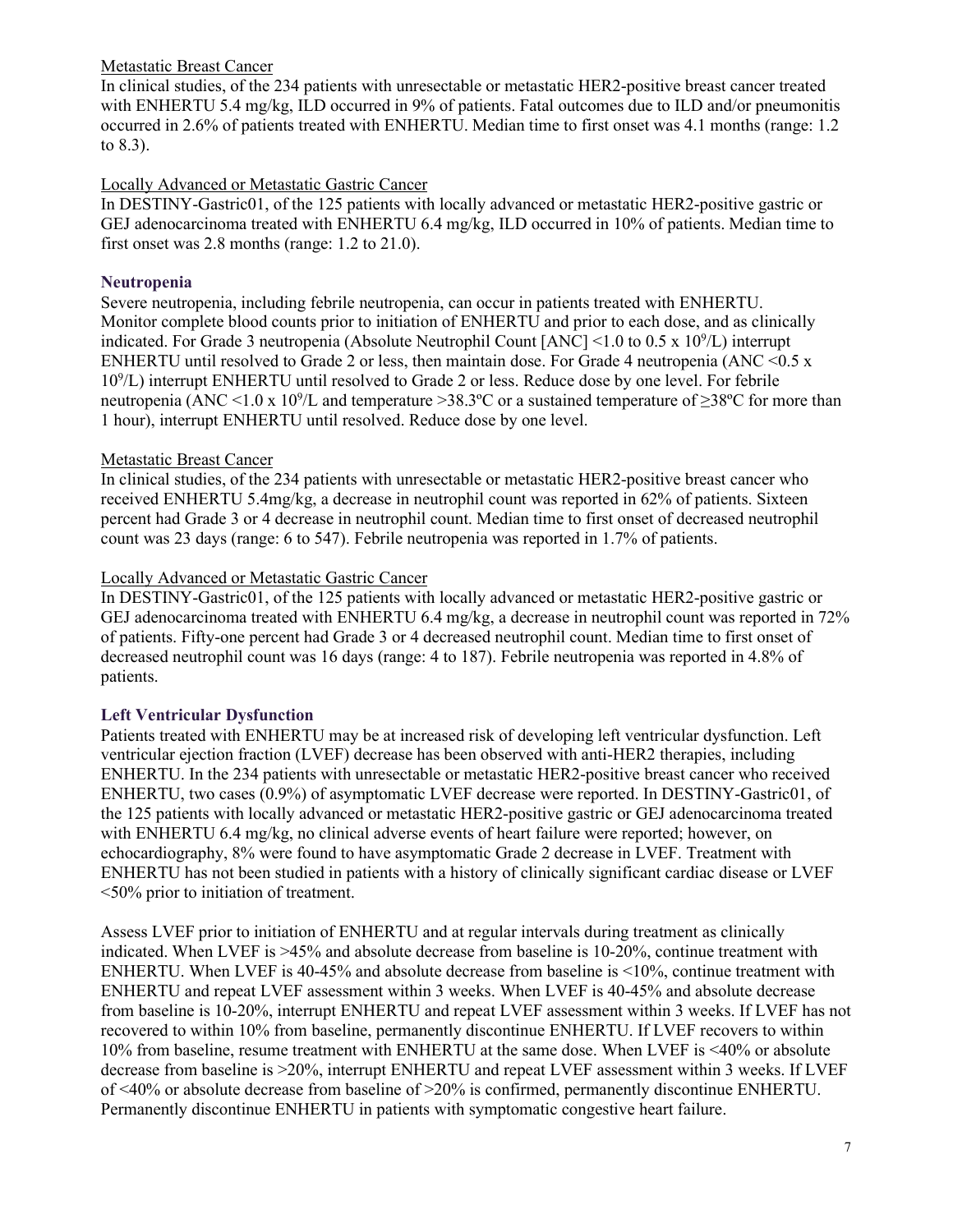Metastatic Breast Cancer

In clinical studies, of the 234 patients with unresectable or metastatic HER2-positive breast cancer treated with ENHERTU 5.4 mg/kg, ILD occurred in 9% of patients. Fatal outcomes due to ILD and/or pneumonitis occurred in 2.6% of patients treated with ENHERTU. Median time to first onset was 4.1 months (range: 1.2 to 8.3).

Locally Advanced or Metastatic Gastric Cancer

In DESTINY-Gastric01, of the 125 patients with locally advanced or metastatic HER2-positive gastric or GEJ adenocarcinoma treated with ENHERTU 6.4 mg/kg, ILD occurred in 10% of patients. Median time to first onset was 2.8 months (range: 1.2 to 21.0).

### Neutropenia

Severe neutropenia, including febrile neutropenia, can occur in patients treated with ENHERTU. Monitor complete blood counts prior to initiation of ENHERTU and prior to each dose, and as clinically indicated. For Grade 3 neutropenia (Absolute Neutrophil Count [ANC] <1.0 to 0.5 x $10^9$/L) interrupt ENHERTU until resolved to Grade 2 or less, then maintain dose. For Grade 4 neutropenia (ANC <0.5 x $10^9$/L) interrupt ENHERTU until resolved to Grade 2 or less. Reduce dose by one level. For febrile neutropenia (ANC <1.0 x $10^9$/L and temperature >38.3ºC or a sustained temperature of ≥38ºC for more than 1 hour), interrupt ENHERTU until resolved. Reduce dose by one level.

Metastatic Breast Cancer

In clinical studies, of the 234 patients with unresectable or metastatic HER2-positive breast cancer who received ENHERTU 5.4mg/kg, a decrease in neutrophil count was reported in 62% of patients. Sixteen percent had Grade 3 or 4 decrease in neutrophil count. Median time to first onset of decreased neutrophil count was 23 days (range: 6 to 547). Febrile neutropenia was reported in 1.7% of patients.

Locally Advanced or Metastatic Gastric Cancer

In DESTINY-Gastric01, of the 125 patients with locally advanced or metastatic HER2-positive gastric or GEJ adenocarcinoma treated with ENHERTU 6.4 mg/kg, a decrease in neutrophil count was reported in 72% of patients. Fifty-one percent had Grade 3 or 4 decreased neutrophil count. Median time to first onset of decreased neutrophil count was 16 days (range: 4 to 187). Febrile neutropenia was reported in 4.8% of patients.

### Left Ventricular Dysfunction

Patients treated with ENHERTU may be at increased risk of developing left ventricular dysfunction. Left ventricular ejection fraction (LVEF) decrease has been observed with anti-HER2 therapies, including ENHERTU. In the 234 patients with unresectable or metastatic HER2-positive breast cancer who received ENHERTU, two cases (0.9%) of asymptomatic LVEF decrease were reported. In DESTINY-Gastric01, of the 125 patients with locally advanced or metastatic HER2-positive gastric or GEJ adenocarcinoma treated with ENHERTU 6.4 mg/kg, no clinical adverse events of heart failure were reported; however, on echocardiography, 8% were found to have asymptomatic Grade 2 decrease in LVEF. Treatment with ENHERTU has not been studied in patients with a history of clinically significant cardiac disease or LVEF <50% prior to initiation of treatment.

Assess LVEF prior to initiation of ENHERTU and at regular intervals during treatment as clinically indicated. When LVEF is >45% and absolute decrease from baseline is 10-20%, continue treatment with ENHERTU. When LVEF is 40-45% and absolute decrease from baseline is <10%, continue treatment with ENHERTU and repeat LVEF assessment within 3 weeks. When LVEF is 40-45% and absolute decrease from baseline is 10-20%, interrupt ENHERTU and repeat LVEF assessment within 3 weeks. If LVEF has not recovered to within 10% from baseline, permanently discontinue ENHERTU. If LVEF recovers to within 10% from baseline, resume treatment with ENHERTU at the same dose. When LVEF is <40% or absolute decrease from baseline is >20%, interrupt ENHERTU and repeat LVEF assessment within 3 weeks. If LVEF of <40% or absolute decrease from baseline of >20% is confirmed, permanently discontinue ENHERTU. Permanently discontinue ENHERTU in patients with symptomatic congestive heart failure.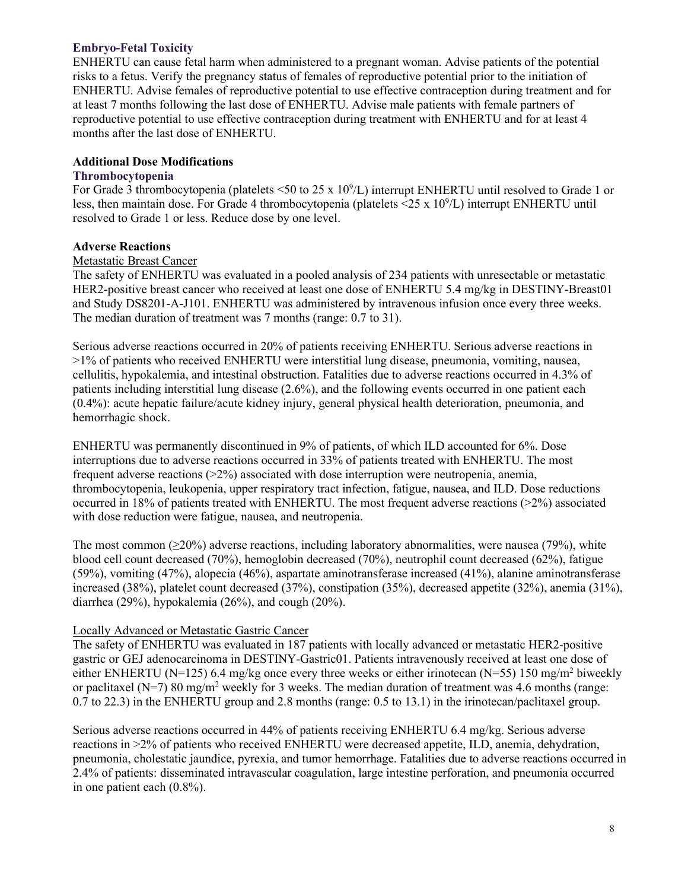### Embryo-Fetal Toxicity

ENHERTU can cause fetal harm when administered to a pregnant woman. Advise patients of the potential risks to a fetus. Verify the pregnancy status of females of reproductive potential prior to the initiation of ENHERTU. Advise females of reproductive potential to use effective contraception during treatment and for at least 7 months following the last dose of ENHERTU. Advise male patients with female partners of reproductive potential to use effective contraception during treatment with ENHERTU and for at least 4 months after the last dose of ENHERTU.

## Additional Dose Modifications

### Thrombocytopenia

For Grade 3 thrombocytopenia (platelets <50 to 25 x $10^9$/L) interrupt ENHERTU until resolved to Grade 1 or less, then maintain dose. For Grade 4 thrombocytopenia (platelets <25 x $10^9$/L) interrupt ENHERTU until resolved to Grade 1 or less. Reduce dose by one level.

## Adverse Reactions

Metastatic Breast Cancer

The safety of ENHERTU was evaluated in a pooled analysis of 234 patients with unresectable or metastatic HER2-positive breast cancer who received at least one dose of ENHERTU 5.4 mg/kg in DESTINY-Breast01 and Study DS8201-A-J101. ENHERTU was administered by intravenous infusion once every three weeks. The median duration of treatment was 7 months (range: 0.7 to 31).

Serious adverse reactions occurred in 20% of patients receiving ENHERTU. Serious adverse reactions in >1% of patients who received ENHERTU were interstitial lung disease, pneumonia, vomiting, nausea, cellulitis, hypokalemia, and intestinal obstruction. Fatalities due to adverse reactions occurred in 4.3% of patients including interstitial lung disease (2.6%), and the following events occurred in one patient each (0.4%): acute hepatic failure/acute kidney injury, general physical health deterioration, pneumonia, and hemorrhagic shock.

ENHERTU was permanently discontinued in 9% of patients, of which ILD accounted for 6%. Dose interruptions due to adverse reactions occurred in 33% of patients treated with ENHERTU. The most frequent adverse reactions (>2%) associated with dose interruption were neutropenia, anemia, thrombocytopenia, leukopenia, upper respiratory tract infection, fatigue, nausea, and ILD. Dose reductions occurred in 18% of patients treated with ENHERTU. The most frequent adverse reactions (>2%) associated with dose reduction were fatigue, nausea, and neutropenia.

The most common (≥20%) adverse reactions, including laboratory abnormalities, were nausea (79%), white blood cell count decreased (70%), hemoglobin decreased (70%), neutrophil count decreased (62%), fatigue (59%), vomiting (47%), alopecia (46%), aspartate aminotransferase increased (41%), alanine aminotransferase increased (38%), platelet count decreased (37%), constipation (35%), decreased appetite (32%), anemia (31%), diarrhea (29%), hypokalemia (26%), and cough (20%).

Locally Advanced or Metastatic Gastric Cancer

The safety of ENHERTU was evaluated in 187 patients with locally advanced or metastatic HER2-positive gastric or GEJ adenocarcinoma in DESTINY-Gastric01. Patients intravenously received at least one dose of either ENHERTU (N=125) 6.4 mg/kg once every three weeks or either irinotecan (N=55) 150 mg/$m^2$ biweekly or paclitaxel (N=7) 80 mg/$m^2$ weekly for 3 weeks. The median duration of treatment was 4.6 months (range: 0.7 to 22.3) in the ENHERTU group and 2.8 months (range: 0.5 to 13.1) in the irinotecan/paclitaxel group.

Serious adverse reactions occurred in 44% of patients receiving ENHERTU 6.4 mg/kg. Serious adverse reactions in >2% of patients who received ENHERTU were decreased appetite, ILD, anemia, dehydration, pneumonia, cholestatic jaundice, pyrexia, and tumor hemorrhage. Fatalities due to adverse reactions occurred in 2.4% of patients: disseminated intravascular coagulation, large intestine perforation, and pneumonia occurred in one patient each (0.8%).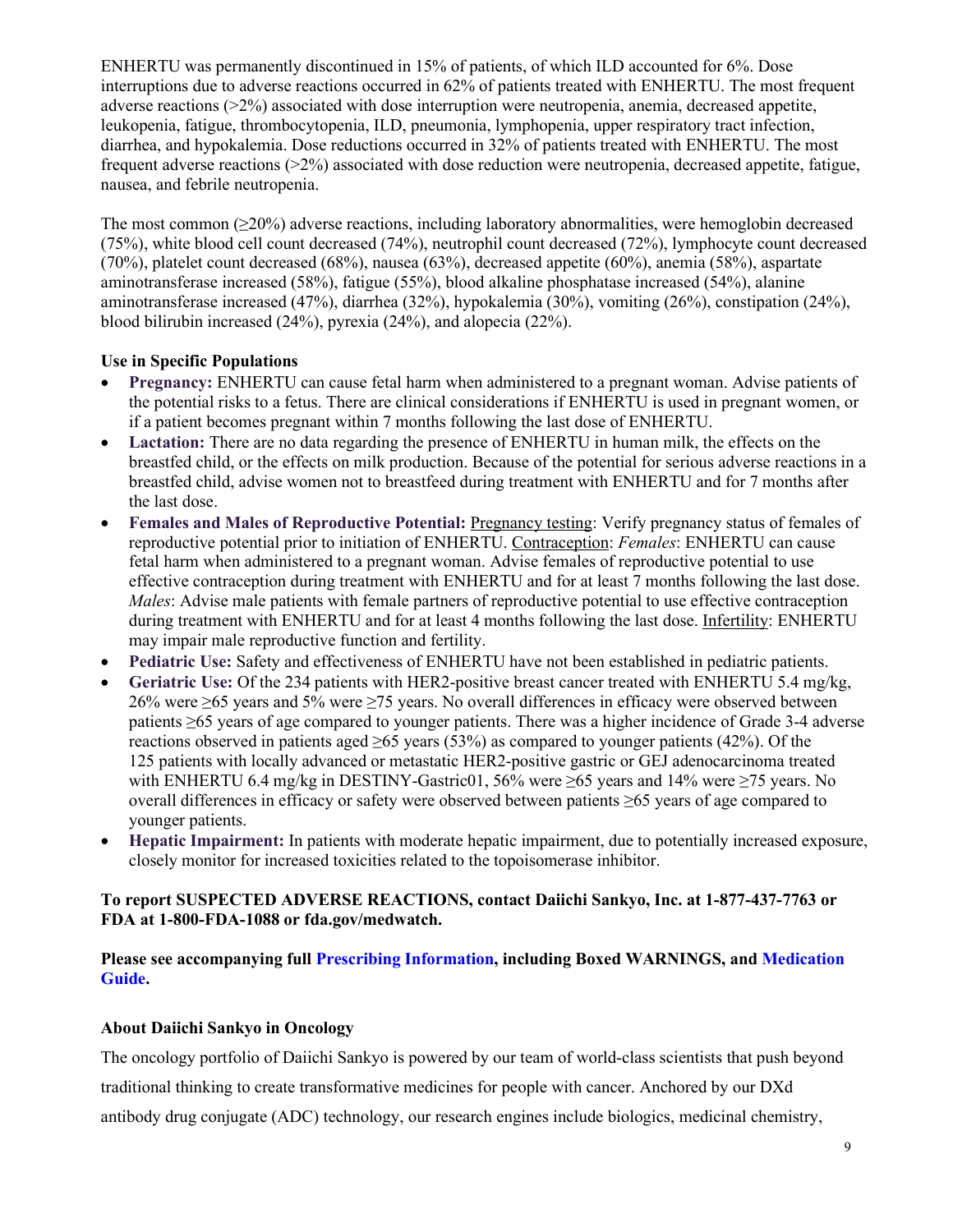ENHERTU was permanently discontinued in 15% of patients, of which ILD accounted for 6%. Dose interruptions due to adverse reactions occurred in 62% of patients treated with ENHERTU. The most frequent adverse reactions (>2%) associated with dose interruption were neutropenia, anemia, decreased appetite, leukopenia, fatigue, thrombocytopenia, ILD, pneumonia, lymphopenia, upper respiratory tract infection, diarrhea, and hypokalemia. Dose reductions occurred in 32% of patients treated with ENHERTU. The most frequent adverse reactions (>2%) associated with dose reduction were neutropenia, decreased appetite, fatigue, nausea, and febrile neutropenia.

The most common (≥20%) adverse reactions, including laboratory abnormalities, were hemoglobin decreased (75%), white blood cell count decreased (74%), neutrophil count decreased (72%), lymphocyte count decreased (70%), platelet count decreased (68%), nausea (63%), decreased appetite (60%), anemia (58%), aspartate aminotransferase increased (58%), fatigue (55%), blood alkaline phosphatase increased (54%), alanine aminotransferase increased (47%), diarrhea (32%), hypokalemia (30%), vomiting (26%), constipation (24%), blood bilirubin increased (24%), pyrexia (24%), and alopecia (22%).

**Use in Specific Populations**

- **Pregnancy:** ENHERTU can cause fetal harm when administered to a pregnant woman. Advise patients of the potential risks to a fetus. There are clinical considerations if ENHERTU is used in pregnant women, or if a patient becomes pregnant within 7 months following the last dose of ENHERTU.
- **Lactation:** There are no data regarding the presence of ENHERTU in human milk, the effects on the breastfed child, or the effects on milk production. Because of the potential for serious adverse reactions in a breastfed child, advise women not to breastfeed during treatment with ENHERTU and for 7 months after the last dose.
- **Females and Males of Reproductive Potential:** Pregnancy testing: Verify pregnancy status of females of reproductive potential prior to initiation of ENHERTU. Contraception: *Females*: ENHERTU can cause fetal harm when administered to a pregnant woman. Advise females of reproductive potential to use effective contraception during treatment with ENHERTU and for at least 7 months following the last dose. *Males*: Advise male patients with female partners of reproductive potential to use effective contraception during treatment with ENHERTU and for at least 4 months following the last dose. Infertility: ENHERTU may impair male reproductive function and fertility.
- **Pediatric Use:** Safety and effectiveness of ENHERTU have not been established in pediatric patients.
- **Geriatric Use:** Of the 234 patients with HER2-positive breast cancer treated with ENHERTU 5.4 mg/kg, 26% were ≥65 years and 5% were ≥75 years. No overall differences in efficacy were observed between patients ≥65 years of age compared to younger patients. There was a higher incidence of Grade 3-4 adverse reactions observed in patients aged ≥65 years (53%) as compared to younger patients (42%). Of the 125 patients with locally advanced or metastatic HER2-positive gastric or GEJ adenocarcinoma treated with ENHERTU 6.4 mg/kg in DESTINY-Gastric01, 56% were ≥65 years and 14% were ≥75 years. No overall differences in efficacy or safety were observed between patients ≥65 years of age compared to younger patients.
- **Hepatic Impairment:** In patients with moderate hepatic impairment, due to potentially increased exposure, closely monitor for increased toxicities related to the topoisomerase inhibitor.

**To report SUSPECTED ADVERSE REACTIONS, contact Daiichi Sankyo, Inc. at 1-877-437-7763 or FDA at 1-800-FDA-1088 or fda.gov/medwatch.**

**Please see accompanying full Prescribing Information, including Boxed WARNINGS, and Medication Guide.**

**About Daiichi Sankyo in Oncology**

The oncology portfolio of Daiichi Sankyo is powered by our team of world-class scientists that push beyond traditional thinking to create transformative medicines for people with cancer. Anchored by our DXd antibody drug conjugate (ADC) technology, our research engines include biologics, medicinal chemistry,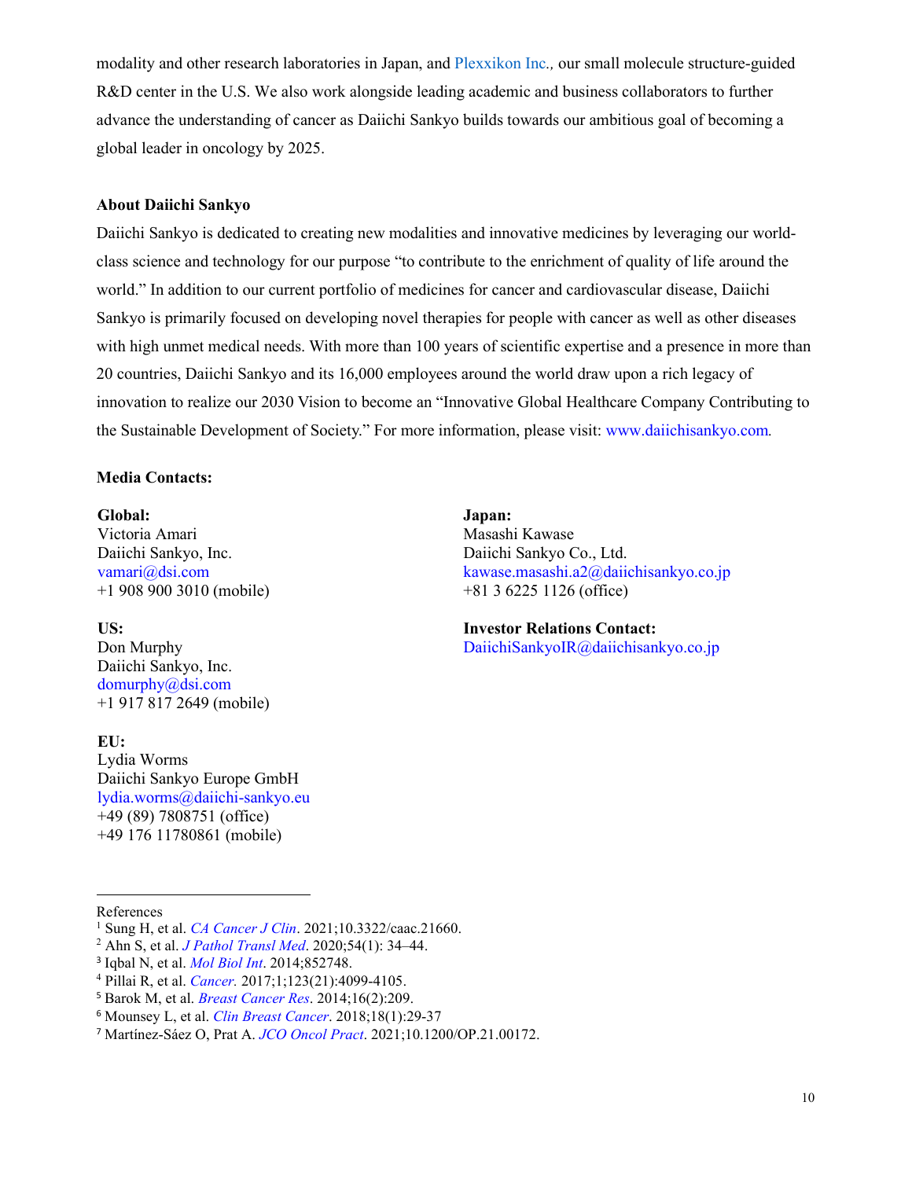modality and other research laboratories in Japan, and Plexxikon Inc., our small molecule structure-guided R&D center in the U.S. We also work alongside leading academic and business collaborators to further advance the understanding of cancer as Daiichi Sankyo builds towards our ambitious goal of becoming a global leader in oncology by 2025.

**About Daiichi Sankyo**

Daiichi Sankyo is dedicated to creating new modalities and innovative medicines by leveraging our world-class science and technology for our purpose "to contribute to the enrichment of quality of life around the world." In addition to our current portfolio of medicines for cancer and cardiovascular disease, Daiichi Sankyo is primarily focused on developing novel therapies for people with cancer as well as other diseases with high unmet medical needs. With more than 100 years of scientific expertise and a presence in more than 20 countries, Daiichi Sankyo and its 16,000 employees around the world draw upon a rich legacy of innovation to realize our 2030 Vision to become an "Innovative Global Healthcare Company Contributing to the Sustainable Development of Society." For more information, please visit: www.daiichisankyo.com.

**Media Contacts:**

**Global:**
Victoria Amari
Daiichi Sankyo, Inc.
vamari@dsi.com
+1 908 900 3010 (mobile)

**US:**
Don Murphy
Daiichi Sankyo, Inc.
domurphy@dsi.com
+1 917 817 2649 (mobile)

**EU:**
Lydia Worms
Daiichi Sankyo Europe GmbH
lydia.worms@daiichi-sankyo.eu
+49 (89) 7808751 (office)
+49 176 11780861 (mobile)

**Japan:**
Masashi Kawase
Daiichi Sankyo Co., Ltd.
kawase.masashi.a2@daiichisankyo.co.jp
+81 3 6225 1126 (office)

**Investor Relations Contact:**
DaiichiSankyoIR@daiichisankyo.co.jp

---

References

[1] Sung H, et al. *CA Cancer J Clin*. 2021;10.3322/caac.21660.
[2] Ahn S, et al. *J Pathol Transl Med*. 2020;54(1): 34–44.
[3] Iqbal N, et al. *Mol Biol Int*. 2014;852748.
[4] Pillai R, et al. *Cancer.* 2017;1;123(21):4099-4105.
[5] Barok M, et al. *Breast Cancer Res*. 2014;16(2):209.
[6] Mounsey L, et al. *Clin Breast Cancer*. 2018;18(1):29-37
[7] Martínez-Sáez O, Prat A. *JCO Oncol Pract*. 2021;10.1200/OP.21.00172.